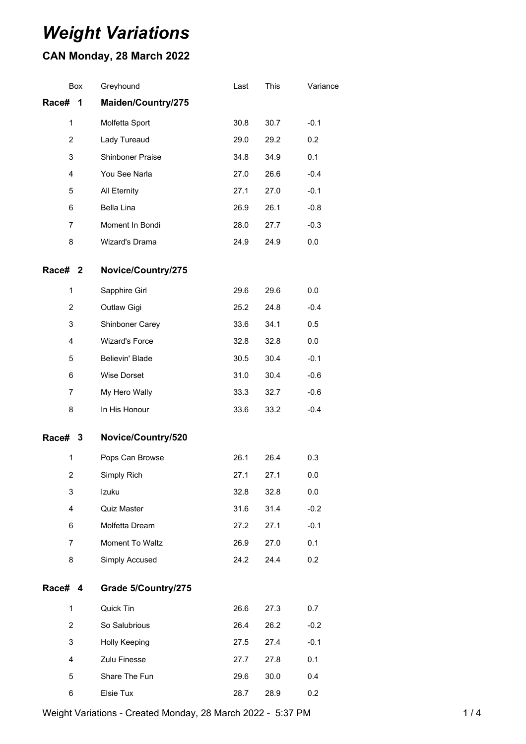# *Weight Variations*

## CAN Monday, 28 March 2022

| Box | Greyhound | Last | This | Variance |
|---|---|---|---|---|
| **Race# 1** | **Maiden/Country/275** | | | |
| 1 | Molfetta Sport | 30.8 | 30.7 | -0.1 |
| 2 | Lady Tureaud | 29.0 | 29.2 | 0.2 |
| 3 | Shinboner Praise | 34.8 | 34.9 | 0.1 |
| 4 | You See Narla | 27.0 | 26.6 | -0.4 |
| 5 | All Eternity | 27.1 | 27.0 | -0.1 |
| 6 | Bella Lina | 26.9 | 26.1 | -0.8 |
| 7 | Moment In Bondi | 28.0 | 27.7 | -0.3 |
| 8 | Wizard's Drama | 24.9 | 24.9 | 0.0 |
| **Race# 2** | **Novice/Country/275** | | | |
| 1 | Sapphire Girl | 29.6 | 29.6 | 0.0 |
| 2 | Outlaw Gigi | 25.2 | 24.8 | -0.4 |
| 3 | Shinboner Carey | 33.6 | 34.1 | 0.5 |
| 4 | Wizard's Force | 32.8 | 32.8 | 0.0 |
| 5 | Believin' Blade | 30.5 | 30.4 | -0.1 |
| 6 | Wise Dorset | 31.0 | 30.4 | -0.6 |
| 7 | My Hero Wally | 33.3 | 32.7 | -0.6 |
| 8 | In His Honour | 33.6 | 33.2 | -0.4 |
| **Race# 3** | **Novice/Country/520** | | | |
| 1 | Pops Can Browse | 26.1 | 26.4 | 0.3 |
| 2 | Simply Rich | 27.1 | 27.1 | 0.0 |
| 3 | Izuku | 32.8 | 32.8 | 0.0 |
| 4 | Quiz Master | 31.6 | 31.4 | -0.2 |
| 6 | Molfetta Dream | 27.2 | 27.1 | -0.1 |
| 7 | Moment To Waltz | 26.9 | 27.0 | 0.1 |
| 8 | Simply Accused | 24.2 | 24.4 | 0.2 |
| **Race# 4** | **Grade 5/Country/275** | | | |
| 1 | Quick Tin | 26.6 | 27.3 | 0.7 |
| 2 | So Salubrious | 26.4 | 26.2 | -0.2 |
| 3 | Holly Keeping | 27.5 | 27.4 | -0.1 |
| 4 | Zulu Finesse | 27.7 | 27.8 | 0.1 |
| 5 | Share The Fun | 29.6 | 30.0 | 0.4 |
| 6 | Elsie Tux | 28.7 | 28.9 | 0.2 |

Weight Variations - Created Monday, 28 March 2022 - 5:37 PM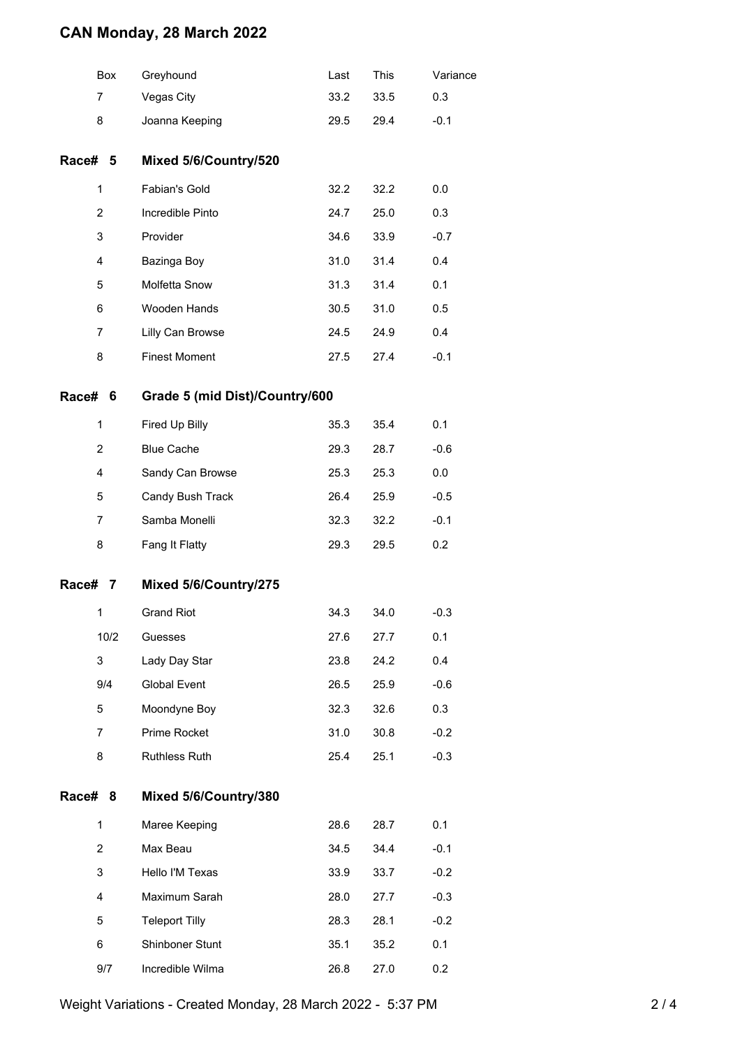# CAN Monday, 28 March 2022

| Box | Greyhound | Last | This | Variance |
|---|---|---|---|---|
| 7 | Vegas City | 33.2 | 33.5 | 0.3 |
| 8 | Joanna Keeping | 29.5 | 29.4 | -0.1 |

## Race# 5 Mixed 5/6/Country/520

| Box | Greyhound | Last | This | Variance |
|---|---|---|---|---|
| 1 | Fabian's Gold | 32.2 | 32.2 | 0.0 |
| 2 | Incredible Pinto | 24.7 | 25.0 | 0.3 |
| 3 | Provider | 34.6 | 33.9 | -0.7 |
| 4 | Bazinga Boy | 31.0 | 31.4 | 0.4 |
| 5 | Molfetta Snow | 31.3 | 31.4 | 0.1 |
| 6 | Wooden Hands | 30.5 | 31.0 | 0.5 |
| 7 | Lilly Can Browse | 24.5 | 24.9 | 0.4 |
| 8 | Finest Moment | 27.5 | 27.4 | -0.1 |

## Race# 6 Grade 5 (mid Dist)/Country/600

| Box | Greyhound | Last | This | Variance |
|---|---|---|---|---|
| 1 | Fired Up Billy | 35.3 | 35.4 | 0.1 |
| 2 | Blue Cache | 29.3 | 28.7 | -0.6 |
| 4 | Sandy Can Browse | 25.3 | 25.3 | 0.0 |
| 5 | Candy Bush Track | 26.4 | 25.9 | -0.5 |
| 7 | Samba Monelli | 32.3 | 32.2 | -0.1 |
| 8 | Fang It Flatty | 29.3 | 29.5 | 0.2 |

## Race# 7 Mixed 5/6/Country/275

| Box | Greyhound | Last | This | Variance |
|---|---|---|---|---|
| 1 | Grand Riot | 34.3 | 34.0 | -0.3 |
| 10/2 | Guesses | 27.6 | 27.7 | 0.1 |
| 3 | Lady Day Star | 23.8 | 24.2 | 0.4 |
| 9/4 | Global Event | 26.5 | 25.9 | -0.6 |
| 5 | Moondyne Boy | 32.3 | 32.6 | 0.3 |
| 7 | Prime Rocket | 31.0 | 30.8 | -0.2 |
| 8 | Ruthless Ruth | 25.4 | 25.1 | -0.3 |

## Race# 8 Mixed 5/6/Country/380

| Box | Greyhound | Last | This | Variance |
|---|---|---|---|---|
| 1 | Maree Keeping | 28.6 | 28.7 | 0.1 |
| 2 | Max Beau | 34.5 | 34.4 | -0.1 |
| 3 | Hello I'M Texas | 33.9 | 33.7 | -0.2 |
| 4 | Maximum Sarah | 28.0 | 27.7 | -0.3 |
| 5 | Teleport Tilly | 28.3 | 28.1 | -0.2 |
| 6 | Shinboner Stunt | 35.1 | 35.2 | 0.1 |
| 9/7 | Incredible Wilma | 26.8 | 27.0 | 0.2 |

Weight Variations - Created Monday, 28 March 2022 - 5:37 PM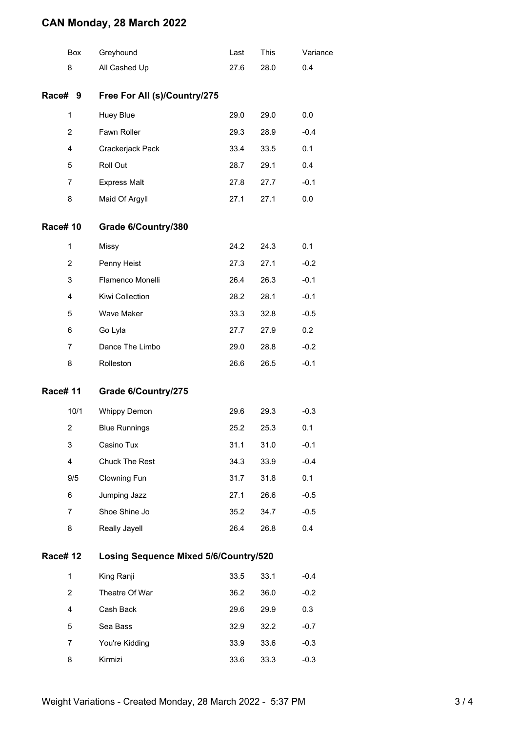# CAN Monday, 28 March 2022

| Box | Greyhound | Last | This | Variance |
|---|---|---|---|---|
| 8 | All Cashed Up | 27.6 | 28.0 | 0.4 |

## Race# 9 Free For All (s)/Country/275

| Box | Greyhound | Last | This | Variance |
|---|---|---|---|---|
| 1 | Huey Blue | 29.0 | 29.0 | 0.0 |
| 2 | Fawn Roller | 29.3 | 28.9 | -0.4 |
| 4 | Crackerjack Pack | 33.4 | 33.5 | 0.1 |
| 5 | Roll Out | 28.7 | 29.1 | 0.4 |
| 7 | Express Malt | 27.8 | 27.7 | -0.1 |
| 8 | Maid Of Argyll | 27.1 | 27.1 | 0.0 |

## Race# 10 Grade 6/Country/380

| Box | Greyhound | Last | This | Variance |
|---|---|---|---|---|
| 1 | Missy | 24.2 | 24.3 | 0.1 |
| 2 | Penny Heist | 27.3 | 27.1 | -0.2 |
| 3 | Flamenco Monelli | 26.4 | 26.3 | -0.1 |
| 4 | Kiwi Collection | 28.2 | 28.1 | -0.1 |
| 5 | Wave Maker | 33.3 | 32.8 | -0.5 |
| 6 | Go Lyla | 27.7 | 27.9 | 0.2 |
| 7 | Dance The Limbo | 29.0 | 28.8 | -0.2 |
| 8 | Rolleston | 26.6 | 26.5 | -0.1 |

## Race# 11 Grade 6/Country/275

| Box | Greyhound | Last | This | Variance |
|---|---|---|---|---|
| 10/1 | Whippy Demon | 29.6 | 29.3 | -0.3 |
| 2 | Blue Runnings | 25.2 | 25.3 | 0.1 |
| 3 | Casino Tux | 31.1 | 31.0 | -0.1 |
| 4 | Chuck The Rest | 34.3 | 33.9 | -0.4 |
| 9/5 | Clowning Fun | 31.7 | 31.8 | 0.1 |
| 6 | Jumping Jazz | 27.1 | 26.6 | -0.5 |
| 7 | Shoe Shine Jo | 35.2 | 34.7 | -0.5 |
| 8 | Really Jayell | 26.4 | 26.8 | 0.4 |

## Race# 12 Losing Sequence Mixed 5/6/Country/520

| Box | Greyhound | Last | This | Variance |
|---|---|---|---|---|
| 1 | King Ranji | 33.5 | 33.1 | -0.4 |
| 2 | Theatre Of War | 36.2 | 36.0 | -0.2 |
| 4 | Cash Back | 29.6 | 29.9 | 0.3 |
| 5 | Sea Bass | 32.9 | 32.2 | -0.7 |
| 7 | You're Kidding | 33.9 | 33.6 | -0.3 |
| 8 | Kirmizi | 33.6 | 33.3 | -0.3 |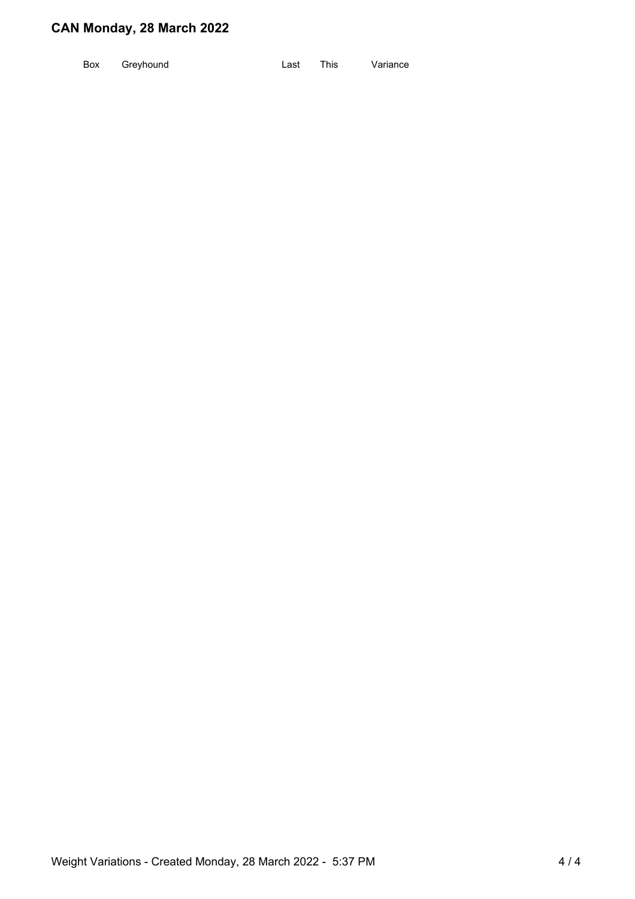# CAN Monday, 28 March 2022

| Box | Greyhound | Last | This | Variance |
| --- | --- | --- | --- | --- |